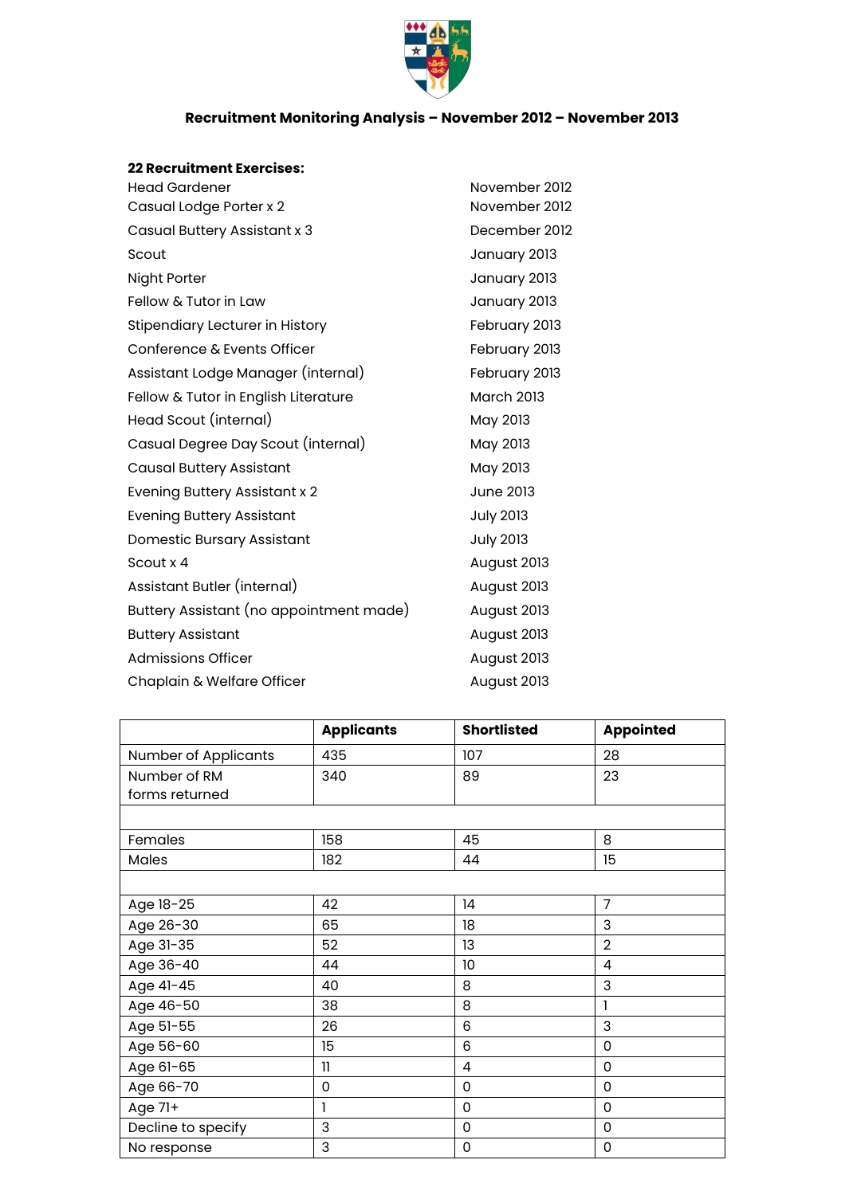# Recruitment Monitoring Analysis – November 2012 – November 2013

**22 Recruitment Exercises:**

| | |
|---|---|
| Head Gardener | November 2012 |
| Casual Lodge Porter x 2 | November 2012 |
| Casual Buttery Assistant x 3 | December 2012 |
| Scout | January 2013 |
| Night Porter | January 2013 |
| Fellow & Tutor in Law | January 2013 |
| Stipendiary Lecturer in History | February 2013 |
| Conference & Events Officer | February 2013 |
| Assistant Lodge Manager (internal) | February 2013 |
| Fellow & Tutor in English Literature | March 2013 |
| Head Scout (internal) | May 2013 |
| Casual Degree Day Scout (internal) | May 2013 |
| Causal Buttery Assistant | May 2013 |
| Evening Buttery Assistant x 2 | June 2013 |
| Evening Buttery Assistant | July 2013 |
| Domestic Bursary Assistant | July 2013 |
| Scout x 4 | August 2013 |
| Assistant Butler (internal) | August 2013 |
| Buttery Assistant (no appointment made) | August 2013 |
| Buttery Assistant | August 2013 |
| Admissions Officer | August 2013 |
| Chaplain & Welfare Officer | August 2013 |

| | Applicants | Shortlisted | Appointed |
|---|---|---|---|
| Number of Applicants | 435 | 107 | 28 |
| Number of RM forms returned | 340 | 89 | 23 |
| | | | |
| Females | 158 | 45 | 8 |
| Males | 182 | 44 | 15 |
| | | | |
| Age 18-25 | 42 | 14 | 7 |
| Age 26-30 | 65 | 18 | 3 |
| Age 31-35 | 52 | 13 | 2 |
| Age 36-40 | 44 | 10 | 4 |
| Age 41-45 | 40 | 8 | 3 |
| Age 46-50 | 38 | 8 | 1 |
| Age 51-55 | 26 | 6 | 3 |
| Age 56-60 | 15 | 6 | 0 |
| Age 61-65 | 11 | 4 | 0 |
| Age 66-70 | 0 | 0 | 0 |
| Age 71+ | 1 | 0 | 0 |
| Decline to specify | 3 | 0 | 0 |
| No response | 3 | 0 | 0 |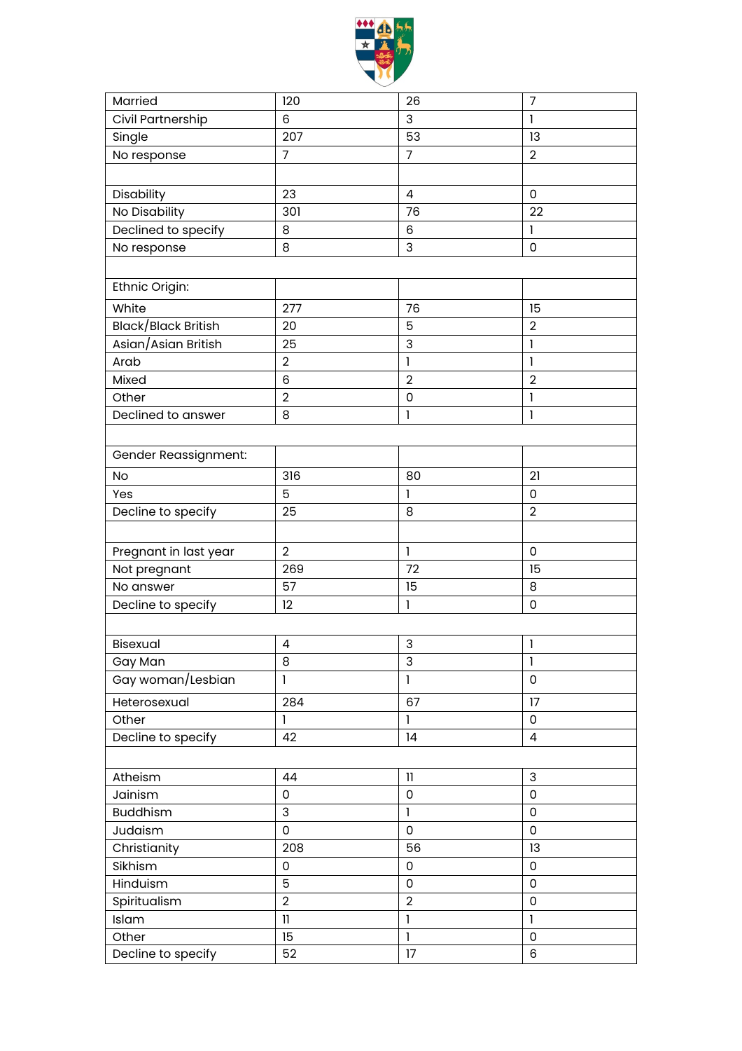| | | | |
|---|---|---|---|
| Married | 120 | 26 | 7 |
| Civil Partnership | 6 | 3 | 1 |
| Single | 207 | 53 | 13 |
| No response | 7 | 7 | 2 |
| | | | |
| Disability | 23 | 4 | 0 |
| No Disability | 301 | 76 | 22 |
| Declined to specify | 8 | 6 | 1 |
| No response | 8 | 3 | 0 |
| | | | |
| Ethnic Origin: | | | |
| White | 277 | 76 | 15 |
| Black/Black British | 20 | 5 | 2 |
| Asian/Asian British | 25 | 3 | 1 |
| Arab | 2 | 1 | 1 |
| Mixed | 6 | 2 | 2 |
| Other | 2 | 0 | 1 |
| Declined to answer | 8 | 1 | 1 |
| | | | |
| Gender Reassignment: | | | |
| No | 316 | 80 | 21 |
| Yes | 5 | 1 | 0 |
| Decline to specify | 25 | 8 | 2 |
| | | | |
| Pregnant in last year | 2 | 1 | 0 |
| Not pregnant | 269 | 72 | 15 |
| No answer | 57 | 15 | 8 |
| Decline to specify | 12 | 1 | 0 |
| | | | |
| Bisexual | 4 | 3 | 1 |
| Gay Man | 8 | 3 | 1 |
| Gay woman/Lesbian | 1 | 1 | 0 |
| Heterosexual | 284 | 67 | 17 |
| Other | 1 | 1 | 0 |
| Decline to specify | 42 | 14 | 4 |
| | | | |
| Atheism | 44 | 11 | 3 |
| Jainism | 0 | 0 | 0 |
| Buddhism | 3 | 1 | 0 |
| Judaism | 0 | 0 | 0 |
| Christianity | 208 | 56 | 13 |
| Sikhism | 0 | 0 | 0 |
| Hinduism | 5 | 0 | 0 |
| Spiritualism | 2 | 2 | 0 |
| Islam | 11 | 1 | 1 |
| Other | 15 | 1 | 0 |
| Decline to specify | 52 | 17 | 6 |